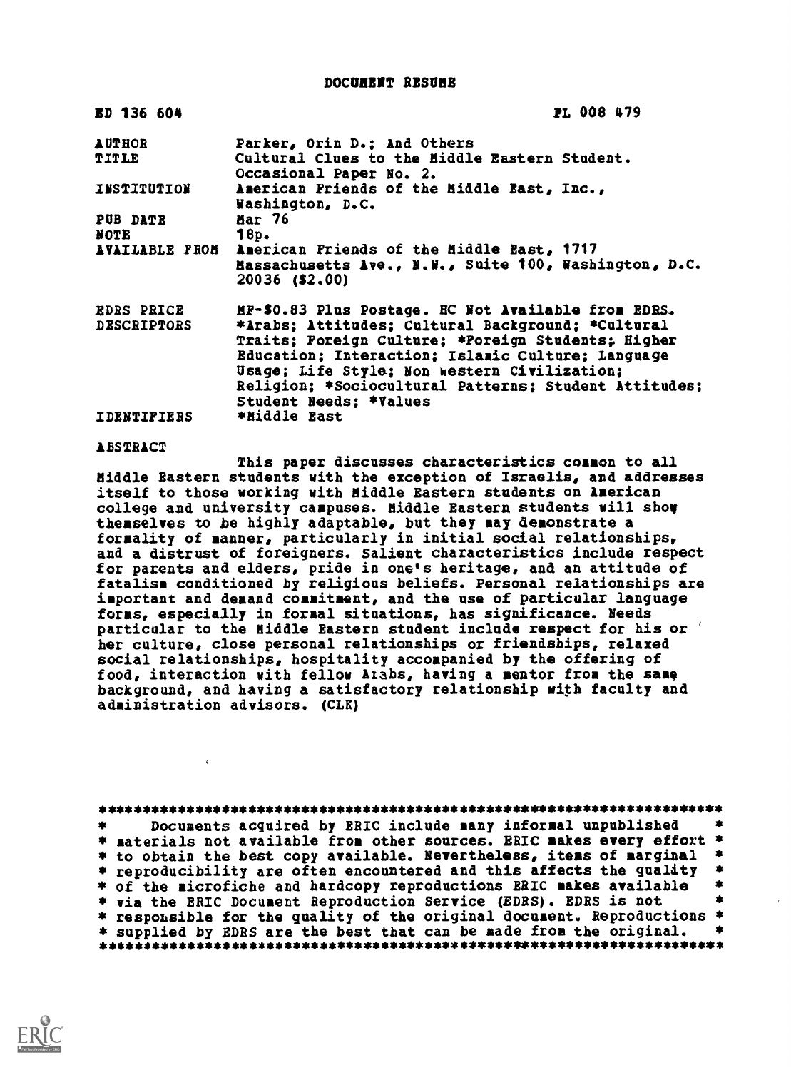# DOCUMENT RESUME

| | |
|---|---|
| ED 136 604 | FL 008 479 |
| AUTHOR | Parker, Orin D.; And Others |
| TITLE | Cultural Clues to the Middle Eastern Student. Occasional Paper No. 2. |
| INSTITUTION | American Friends of the Middle East, Inc., Washington, D.C. |
| PUB DATE | Mar 76 |
| NOTE | 18p. |
| AVAILABLE FROM | American Friends of the Middle East, 1717 Massachusetts Ave., N.W., Suite 100, Washington, D.C. 20036 ($2.00) |
| EDRS PRICE | MF-$0.83 Plus Postage. HC Not Available from EDRS. |
| DESCRIPTORS | *Arabs; Attitudes; Cultural Background; *Cultural Traits; Foreign Culture; *Foreign Students; Higher Education; Interaction; Islamic Culture; Language Usage; Life Style; Non western Civilization; Religion; *Sociocultural Patterns; Student Attitudes; Student Needs; *Values |
| IDENTIFIERS | *Middle East |

## ABSTRACT

This paper discusses characteristics common to all Middle Eastern students with the exception of Israelis, and addresses itself to those working with Middle Eastern students on American college and university campuses. Middle Eastern students will show themselves to be highly adaptable, but they may demonstrate a formality of manner, particularly in initial social relationships, and a distrust of foreigners. Salient characteristics include respect for parents and elders, pride in one's heritage, and an attitude of fatalism conditioned by religious beliefs. Personal relationships are important and demand commitment, and the use of particular language forms, especially in formal situations, has significance. Needs particular to the Middle Eastern student include respect for his or her culture, close personal relationships or friendships, relaxed social relationships, hospitality accompanied by the offering of food, interaction with fellow Arabs, having a mentor from the same background, and having a satisfactory relationship with faculty and administration advisors. (CLK)

---

Documents acquired by ERIC include many informal unpublished materials not available from other sources. ERIC makes every effort to obtain the best copy available. Nevertheless, items of marginal reproducibility are often encountered and this affects the quality of the microfiche and hardcopy reproductions ERIC makes available via the ERIC Document Reproduction Service (EDRS). EDRS is not responsible for the quality of the original document. Reproductions supplied by EDRS are the best that can be made from the original.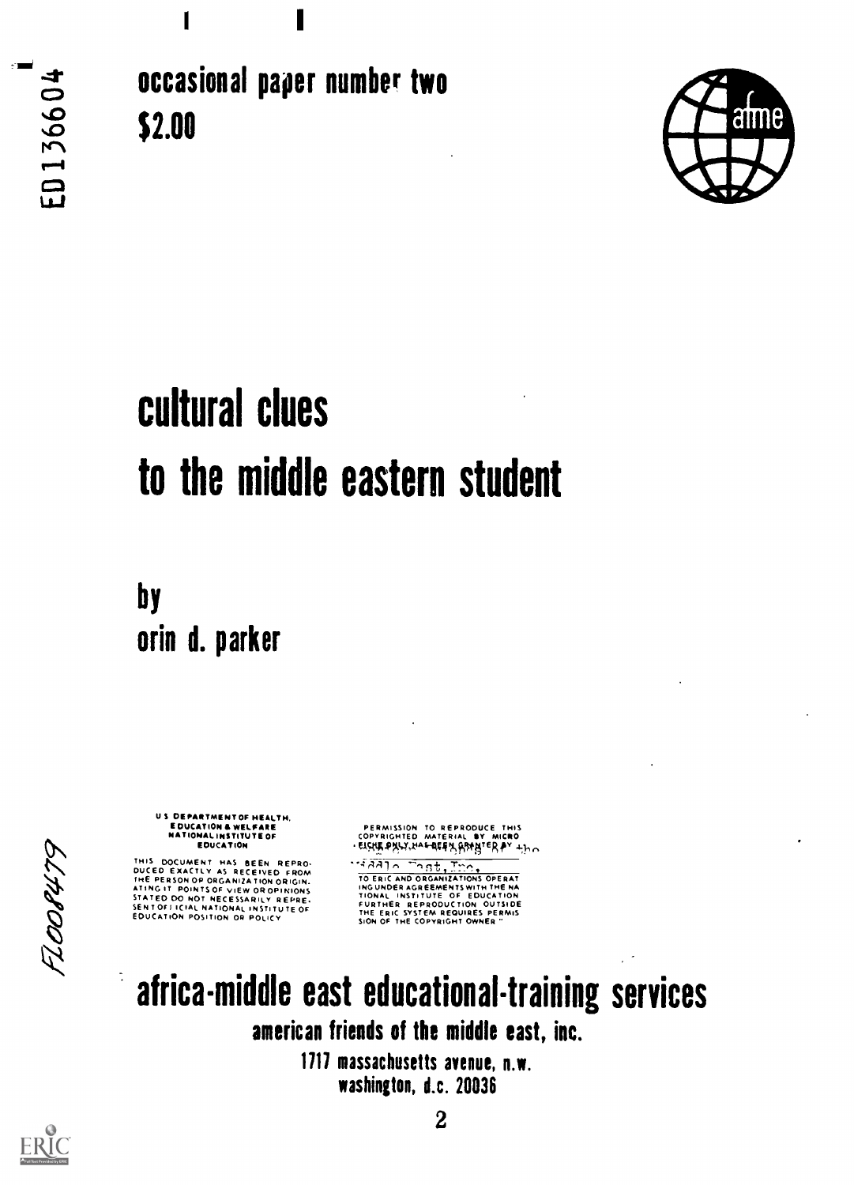occasional paper number two

$2.00

# cultural clues to the middle eastern student

by
orin d. parker

U S DEPARTMENT OF HEALTH, EDUCATION & WELFARE
NATIONAL INSTITUTE OF EDUCATION

THIS DOCUMENT HAS BEEN REPRODUCED EXACTLY AS RECEIVED FROM THE PERSON OR ORGANIZATION ORIGINATING IT. POINTS OF VIEW OR OPINIONS STATED DO NOT NECESSARILY REPRESENT OFFICIAL NATIONAL INSTITUTE OF EDUCATION POSITION OR POLICY

PERMISSION TO REPRODUCE THIS COPYRIGHTED MATERIAL BY MICROFICHE ONLY HAS BEEN GRANTED BY the Middle East, Inc.

TO ERIC AND ORGANIZATIONS OPERATING UNDER AGREEMENTS WITH THE NATIONAL INSTITUTE OF EDUCATION FURTHER REPRODUCTION OUTSIDE THE ERIC SYSTEM REQUIRES PERMISSION OF THE COPYRIGHT OWNER

## africa-middle east educational-training services

american friends of the middle east, inc.

1717 massachusetts avenue, n.w.
washington, d.c. 20036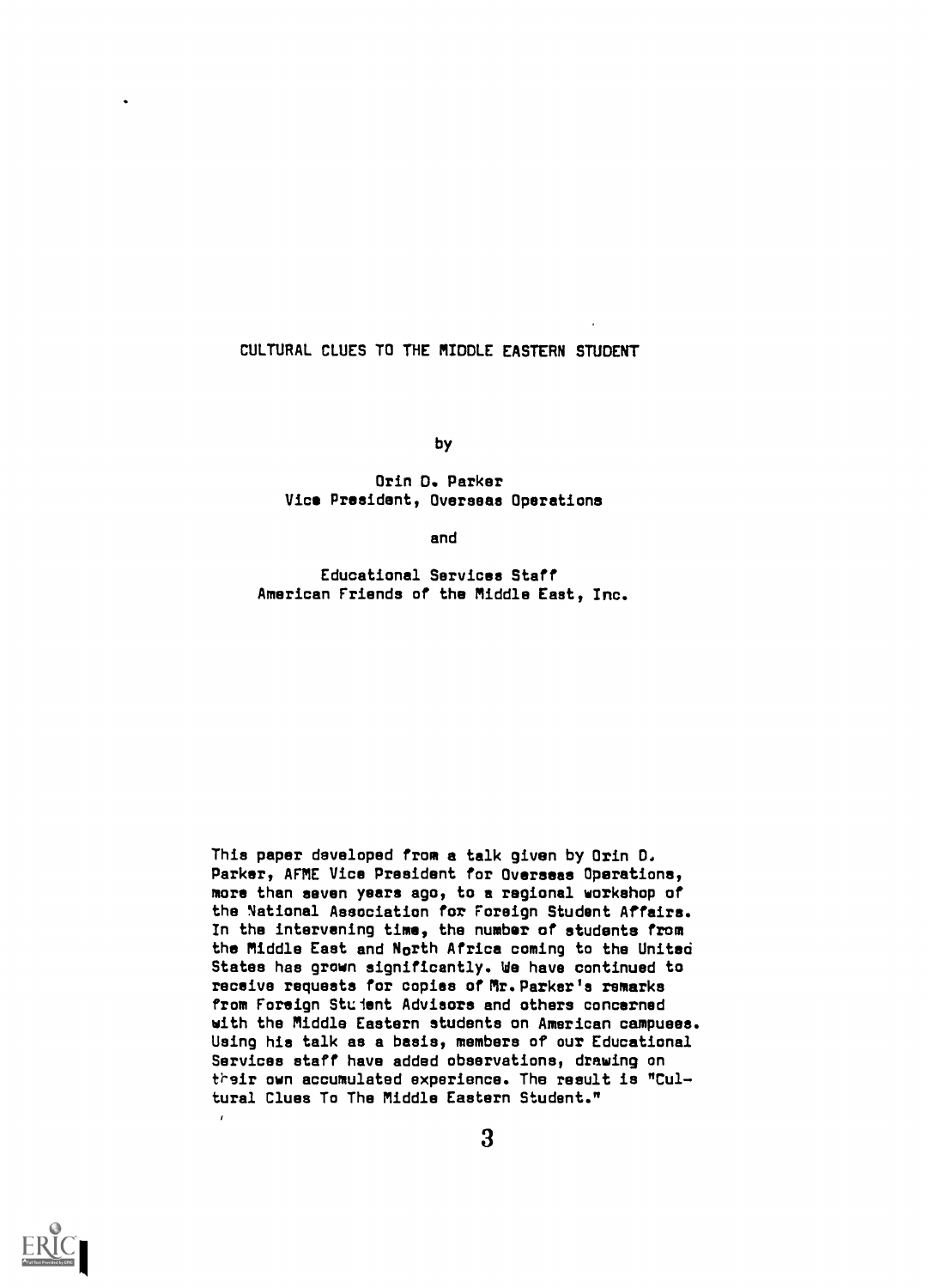# CULTURAL CLUES TO THE MIDDLE EASTERN STUDENT

by

Orin D. Parker
Vice President, Overseas Operations

and

Educational Services Staff
American Friends of the Middle East, Inc.

This paper developed from a talk given by Orin D. Parker, AFME Vice President for Overseas Operations, more than seven years ago, to a regional workshop of the National Association for Foreign Student Affairs. In the intervening time, the number of students from the Middle East and North Africa coming to the United States has grown significantly. We have continued to receive requests for copies of Mr. Parker's remarks from Foreign Student Advisors and others concerned with the Middle Eastern students on American campuses. Using his talk as a basis, members of our Educational Services staff have added observations, drawing on their own accumulated experience. The result is "Cultural Clues To The Middle Eastern Student."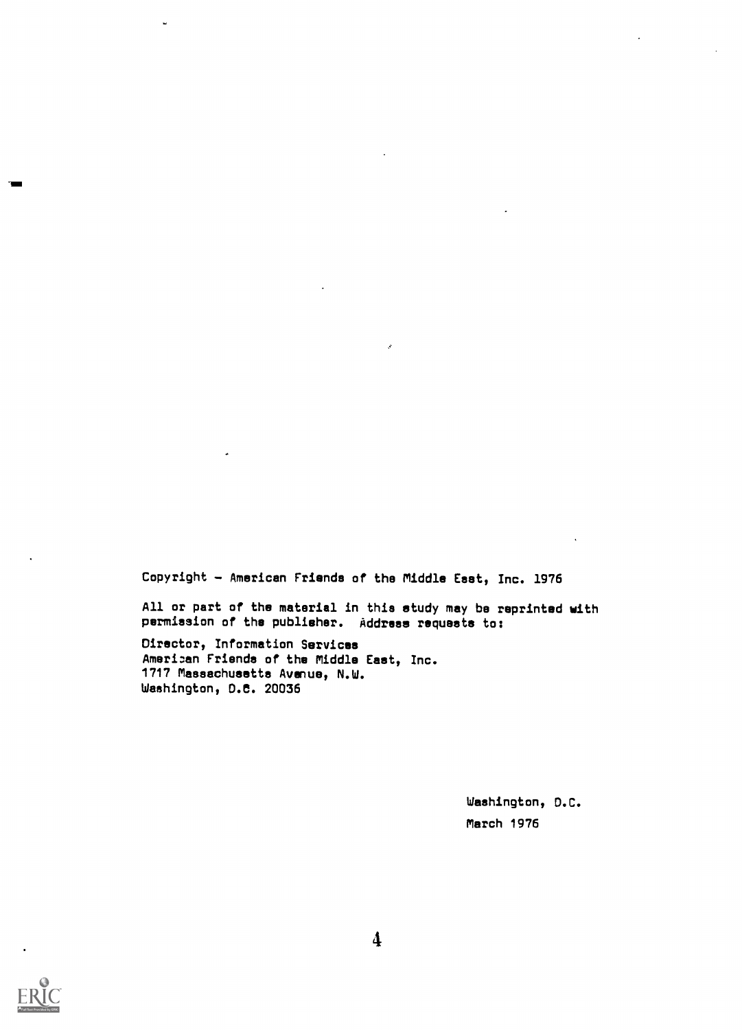Copyright – American Friends of the Middle East, Inc. 1976

All or part of the material in this study may be reprinted with permission of the publisher. Address requests to:

Director, Information Services
American Friends of the Middle East, Inc.
1717 Massachusetts Avenue, N.W.
Washington, D.C. 20036

Washington, D.C.
March 1976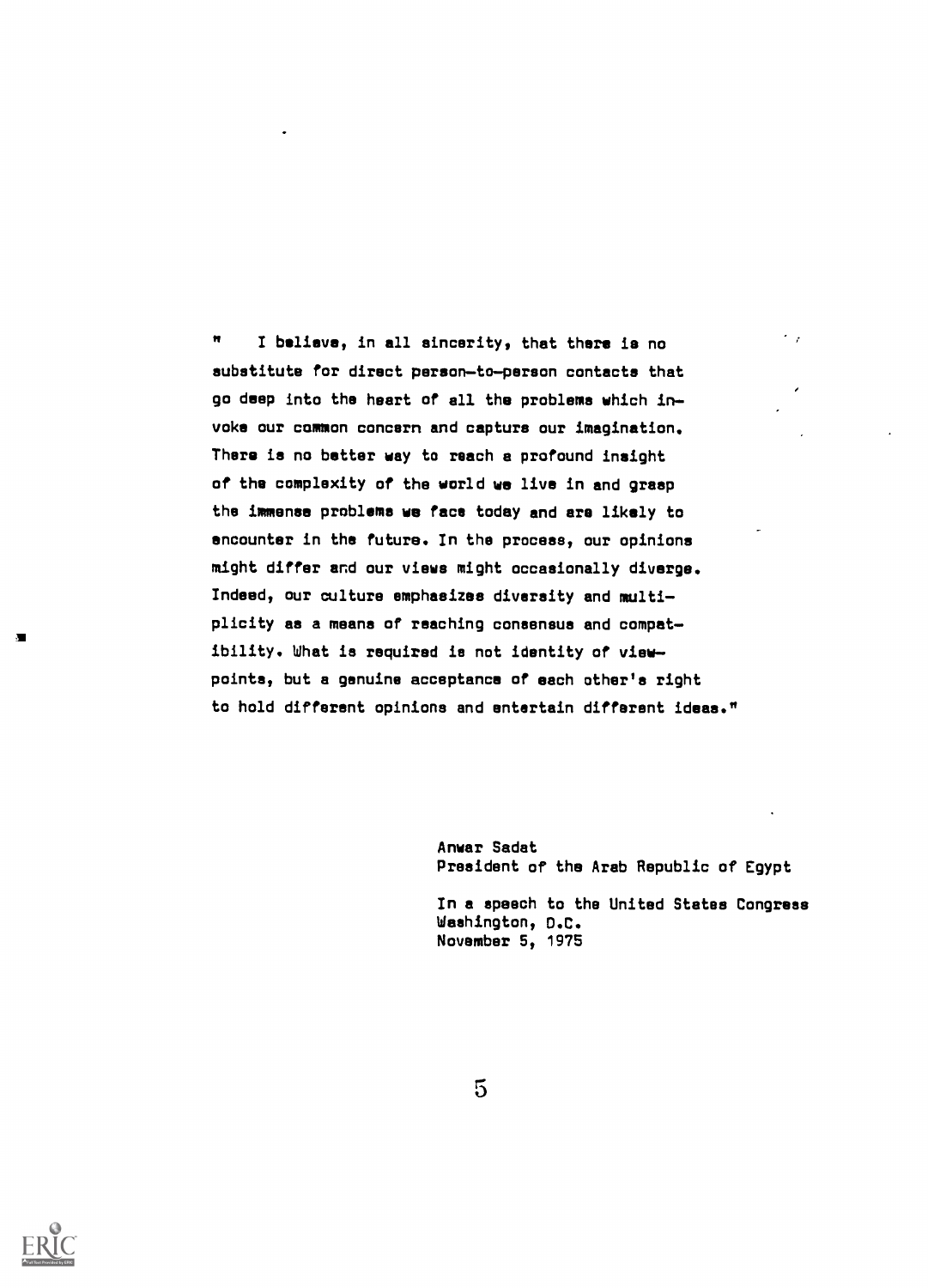"I believe, in all sincerity, that there is no substitute for direct person-to-person contacts that go deep into the heart of all the problems which invoke our common concern and capture our imagination. There is no better way to reach a profound insight of the complexity of the world we live in and grasp the immense problems we face today and are likely to encounter in the future. In the process, our opinions might differ and our views might occasionally diverge. Indeed, our culture emphasizes diversity and multiplicity as a means of reaching consensus and compatibility. What is required is not identity of viewpoints, but a genuine acceptance of each other's right to hold different opinions and entertain different ideas."

Anwar Sadat
President of the Arab Republic of Egypt

In a speech to the United States Congress
Washington, D.C.
November 5, 1975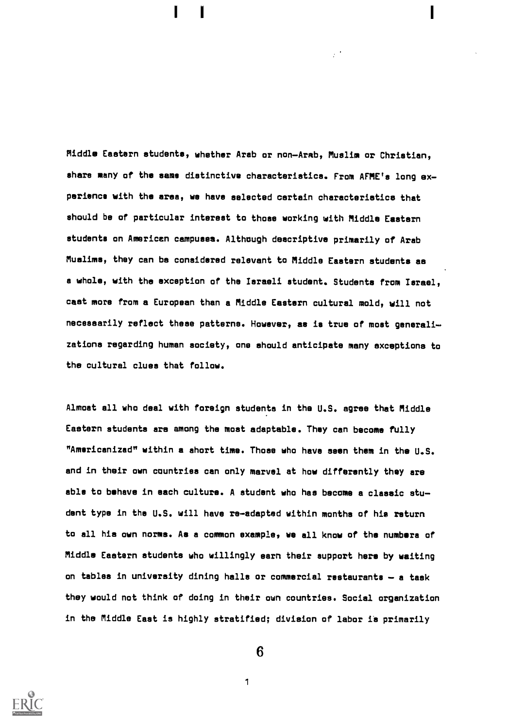Middle Eastern students, whether Arab or non-Arab, Muslim or Christian, share many of the same distinctive characteristics. From AFME's long experience with the area, we have selected certain characteristics that should be of particular interest to those working with Middle Eastern students on American campuses. Although descriptive primarily of Arab Muslims, they can be considered relevant to Middle Eastern students as a whole, with the exception of the Israeli student. Students from Israel, cast more from a European than a Middle Eastern cultural mold, will not necessarily reflect these patterns. However, as is true of most generalizations regarding human society, one should anticipate many exceptions to the cultural clues that follow.

Almost all who deal with foreign students in the U.S. agree that Middle Eastern students are among the most adaptable. They can become fully "Americanized" within a short time. Those who have seen them in the U.S. and in their own countries can only marvel at how differently they are able to behave in each culture. A student who has become a classic student type in the U.S. will have re-adapted within months of his return to all his own norms. As a common example, we all know of the numbers of Middle Eastern students who willingly earn their support here by waiting on tables in university dining halls or commercial restaurants — a task they would not think of doing in their own countries. Social organization in the Middle East is highly stratified; division of labor is primarily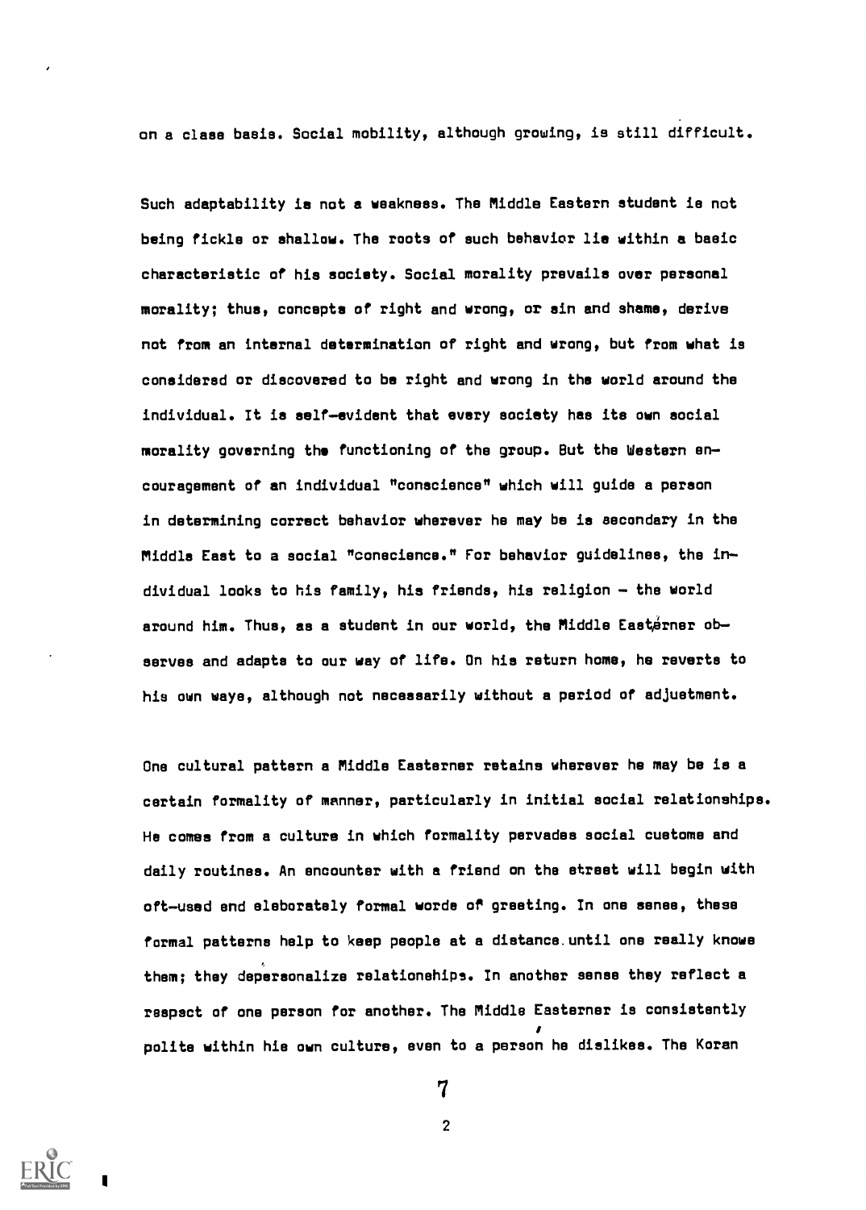on a class basis. Social mobility, although growing, is still difficult.

Such adaptability is not a weakness. The Middle Eastern student is not being fickle or shallow. The roots of such behavior lie within a basic characteristic of his society. Social morality prevails over personal morality; thus, concepts of right and wrong, or sin and shame, derive not from an internal determination of right and wrong, but from what is considered or discovered to be right and wrong in the world around the individual. It is self-evident that every society has its own social morality governing the functioning of the group. But the Western encouragement of an individual "conscience" which will guide a person in determining correct behavior wherever he may be is secondary in the Middle East to a social "conscience." For behavior guidelines, the individual looks to his family, his friends, his religion – the world around him. Thus, as a student in our world, the Middle Easterner observes and adapts to our way of life. On his return home, he reverts to his own ways, although not necessarily without a period of adjustment.

One cultural pattern a Middle Easterner retains wherever he may be is a certain formality of manner, particularly in initial social relationships. He comes from a culture in which formality pervades social customs and daily routines. An encounter with a friend on the street will begin with oft-used and elaborately formal words of greeting. In one sense, these formal patterns help to keep people at a distance until one really knows them; they depersonalize relationships. In another sense they reflect a respect of one person for another. The Middle Easterner is consistently polite within his own culture, even to a person he dislikes. The Koran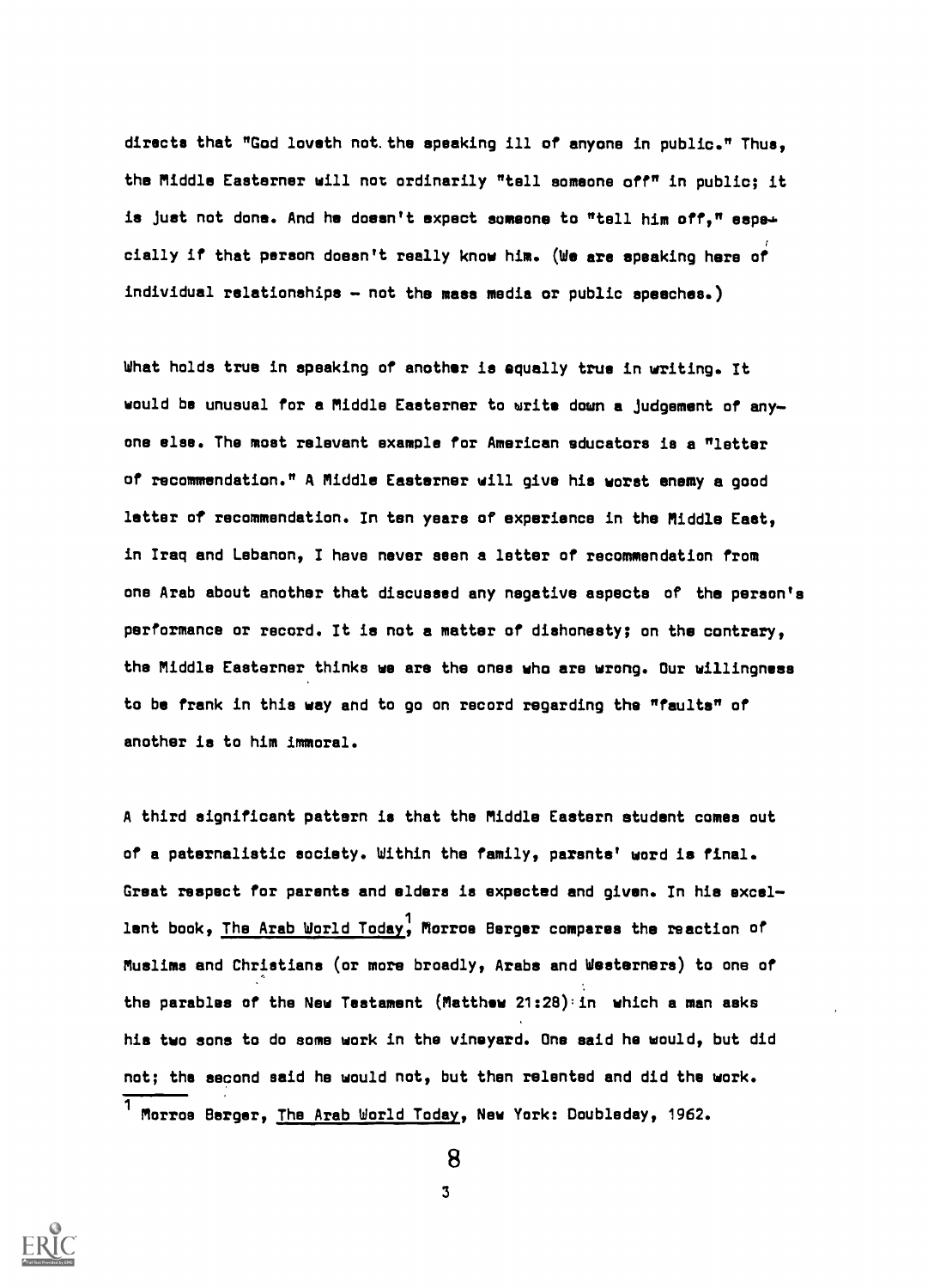directs that "God loveth not the speaking ill of anyone in public." Thus, the Middle Easterner will not ordinarily "tell someone off" in public; it is just not done. And he doesn't expect someone to "tell him off," especially if that person doesn't really know him. (We are speaking here of individual relationships – not the mass media or public speeches.)

What holds true in speaking of another is equally true in writing. It would be unusual for a Middle Easterner to write down a judgement of anyone else. The most relevant example for American educators is a "letter of recommendation." A Middle Easterner will give his worst enemy a good letter of recommendation. In ten years of experience in the Middle East, in Iraq and Lebanon, I have never seen a letter of recommendation from one Arab about another that discussed any negative aspects of the person's performance or record. It is not a matter of dishonesty; on the contrary, the Middle Easterner thinks we are the ones who are wrong. Our willingness to be frank in this way and to go on record regarding the "faults" of another is to him immoral.

A third significant pattern is that the Middle Eastern student comes out of a paternalistic society. Within the family, parents' word is final. Great respect for parents and elders is expected and given. In his excellent book, The Arab World Today,[1] Morroe Berger compares the reaction of Muslims and Christians (or more broadly, Arabs and Westerners) to one of the parables of the New Testament (Matthew 21:28) in which a man asks his two sons to do some work in the vineyard. One said he would, but did not; the second said he would not, but then relented and did the work.

[1] Morroe Berger, The Arab World Today, New York: Doubleday, 1962.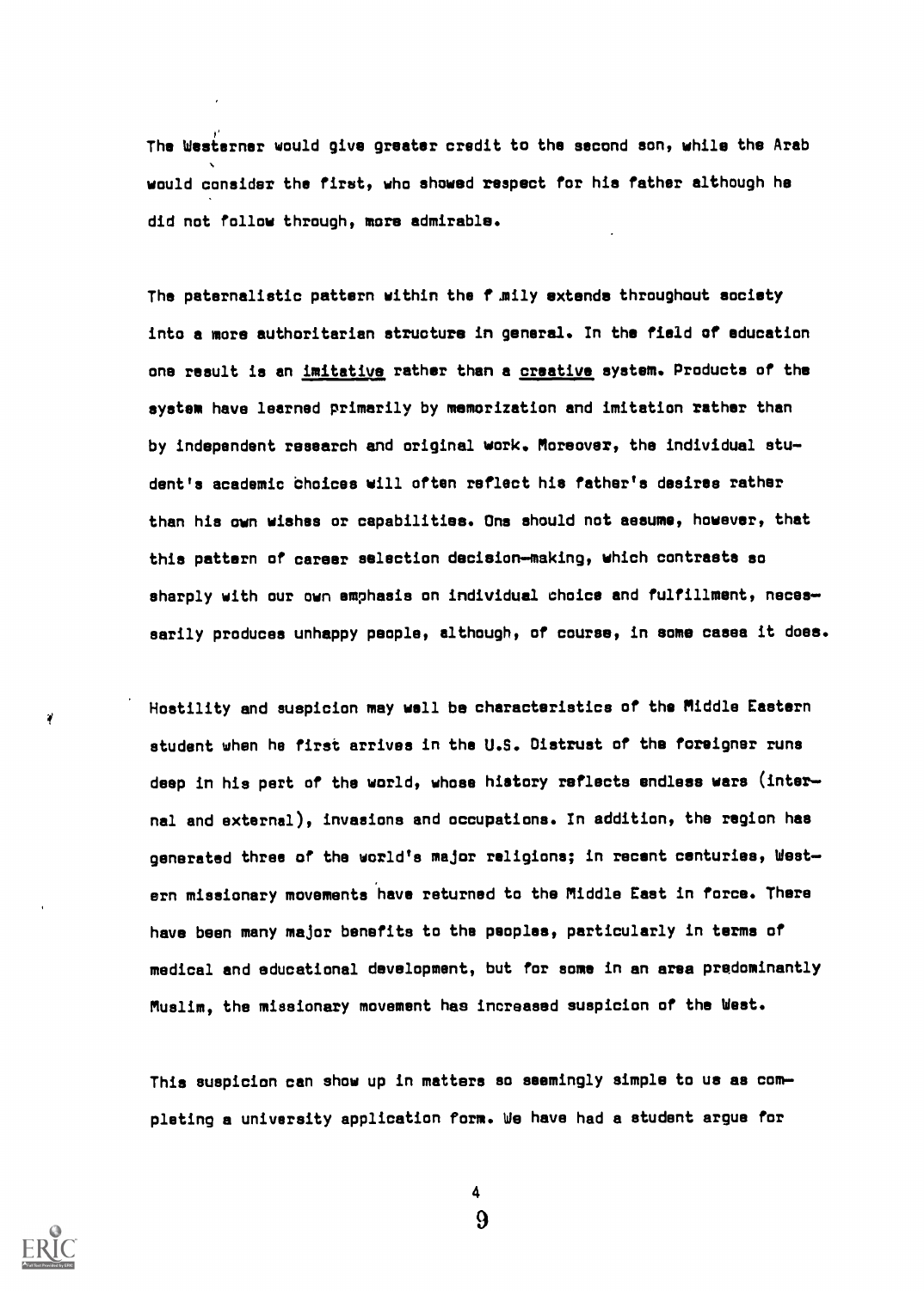The Westerner would give greater credit to the second son, while the Arab would consider the first, who showed respect for his father although he did not follow through, more admirable.

The paternalistic pattern within the f mily extends throughout society into a more authoritarian structure in general. In the field of education one result is an imitative rather than a creative system. Products of the system have learned primarily by memorization and imitation rather than by independent research and original work. Moreover, the individual student's academic choices will often reflect his father's desires rather than his own wishes or capabilities. One should not assume, however, that this pattern of career selection decision-making, which contrasts so sharply with our own emphasis on individual choice and fulfillment, necessarily produces unhappy people, although, of course, in some cases it does.

Hostility and suspicion may well be characteristics of the Middle Eastern student when he first arrives in the U.S. Distrust of the foreigner runs deep in his part of the world, whose history reflects endless wars (internal and external), invasions and occupations. In addition, the region has generated three of the world's major religions; in recent centuries, Western missionary movements have returned to the Middle East in force. There have been many major benefits to the peoples, particularly in terms of medical and educational development, but for some in an area predominantly Muslim, the missionary movement has increased suspicion of the West.

This suspicion can show up in matters so seemingly simple to us as completing a university application form. We have had a student argue for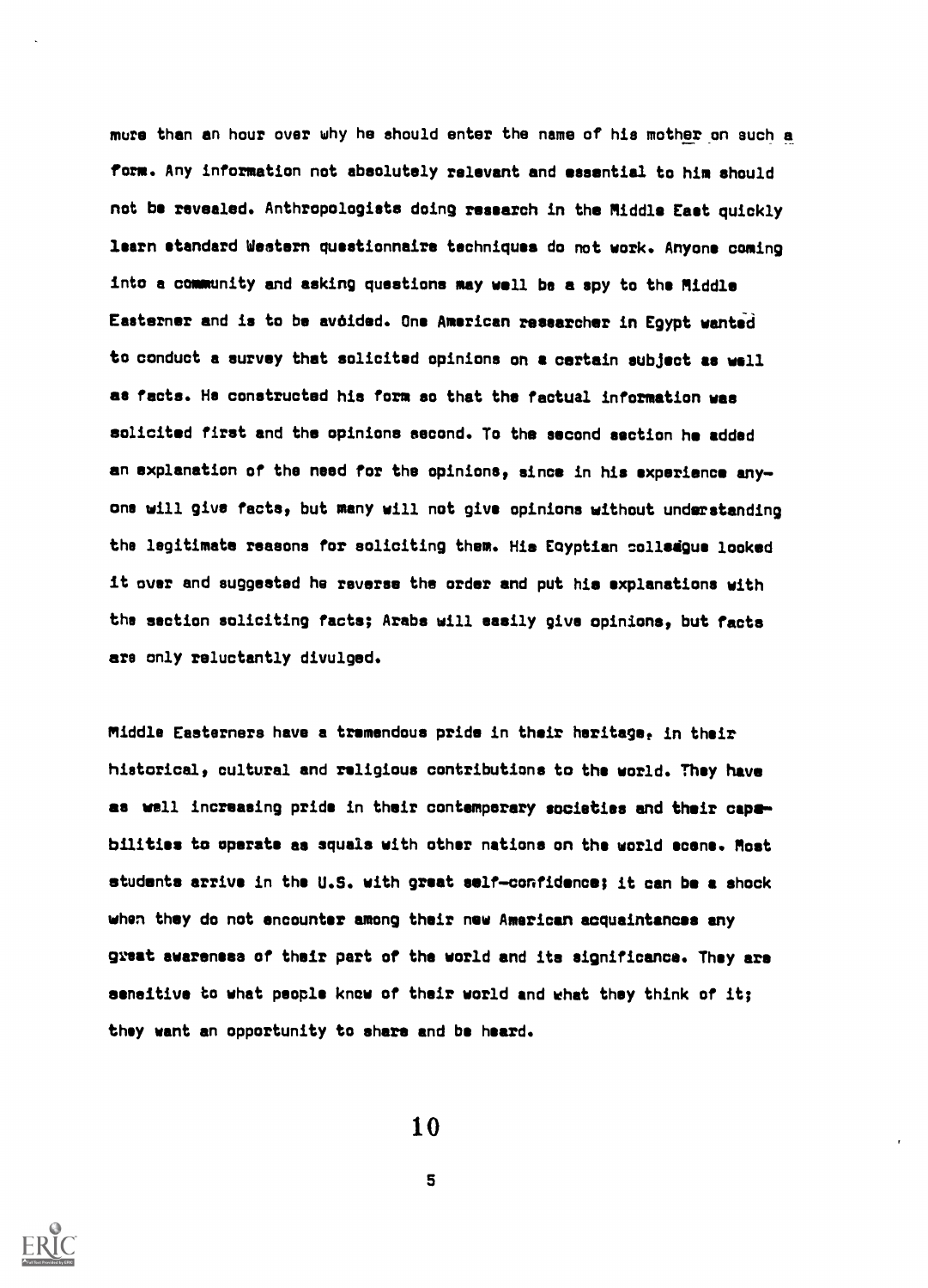more than an hour over why he should enter the name of his mother on such a form. Any information not absolutely relevant and essential to him should not be revealed. Anthropologists doing research in the Middle East quickly learn standard Western questionnaire techniques do not work. Anyone coming into a community and asking questions may well be a spy to the Middle Easterner and is to be avoided. One American researcher in Egypt wanted to conduct a survey that solicited opinions on a certain subject as well as facts. He constructed his form so that the factual information was solicited first and the opinions second. To the second section he added an explanation of the need for the opinions, since in his experience anyone will give facts, but many will not give opinions without understanding the legitimate reasons for soliciting them. His Egyptian colleague looked it over and suggested he reverse the order and put his explanations with the section soliciting facts; Arabs will easily give opinions, but facts are only reluctantly divulged.

Middle Easterners have a tremendous pride in their heritage, in their historical, cultural and religious contributions to the world. They have as well increasing pride in their contemporary societies and their capabilities to operate as equals with other nations on the world scene. Most students arrive in the U.S. with great self-confidence; it can be a shock when they do not encounter among their new American acquaintances any great awareness of their part of the world and its significance. They are sensitive to what people know of their world and what they think of it; they want an opportunity to share and be heard.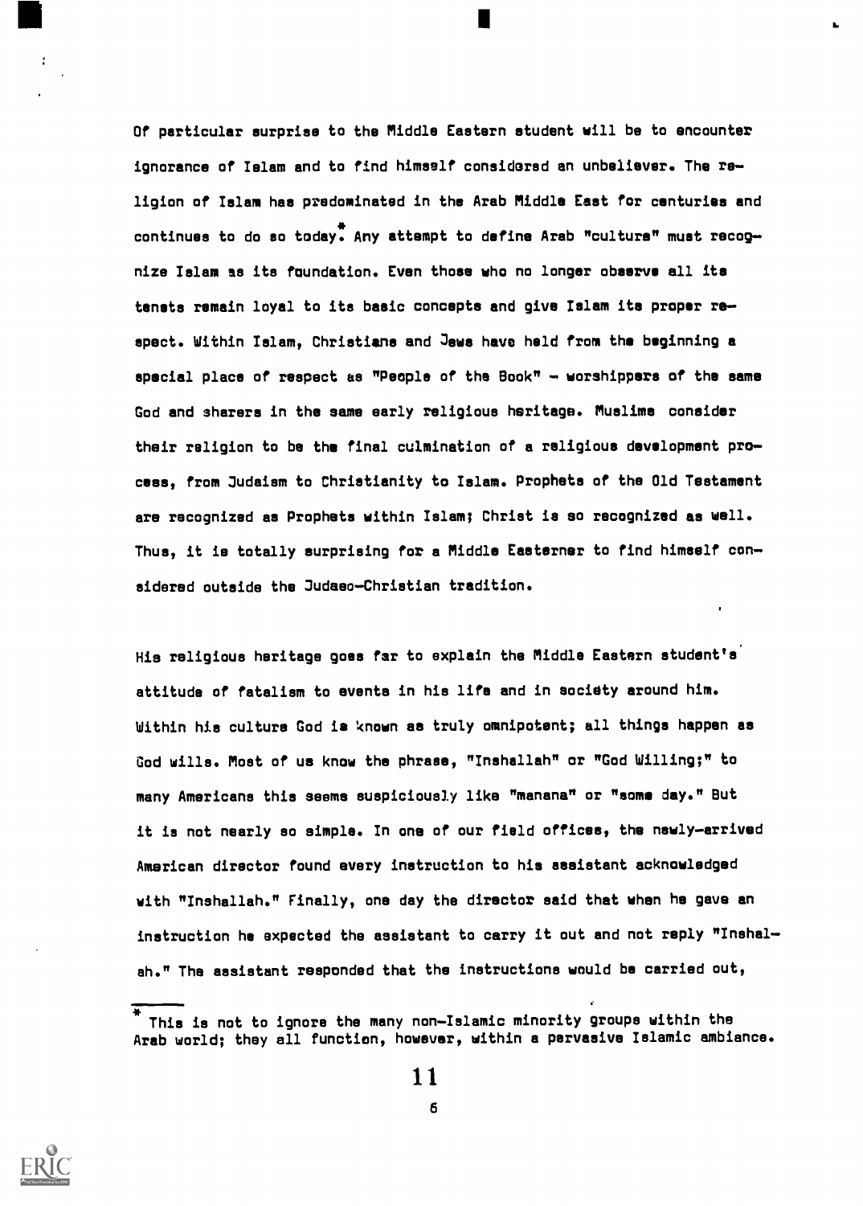Of particular surprise to the Middle Eastern student will be to encounter ignorance of Islam and to find himself considered an unbeliever. The religion of Islam has predominated in the Arab Middle East for centuries and continues to do so today.* Any attempt to define Arab "culture" must recognize Islam as its foundation. Even those who no longer observe all its tenets remain loyal to its basic concepts and give Islam its proper respect. Within Islam, Christians and Jews have held from the beginning a special place of respect as "People of the Book" — worshippers of the same God and sharers in the same early religious heritage. Muslims consider their religion to be the final culmination of a religious development process, from Judaism to Christianity to Islam. Prophets of the Old Testament are recognized as Prophets within Islam; Christ is so recognized as well. Thus, it is totally surprising for a Middle Easterner to find himself considered outside the Judaeo-Christian tradition.

His religious heritage goes far to explain the Middle Eastern student's attitude of fatalism to events in his life and in society around him. Within his culture God is known as truly omnipotent; all things happen as God wills. Most of us know the phrase, "Inshallah" or "God Willing;" to many Americans this seems suspiciously like "manana" or "some day." But it is not nearly so simple. In one of our field offices, the newly-arrived American director found every instruction to his assistant acknowledged with "Inshallah." Finally, one day the director said that when he gave an instruction he expected the assistant to carry it out and not reply "Inshalah." The assistant responded that the instructions would be carried out,

---

* This is not to ignore the many non-Islamic minority groups within the Arab world; they all function, however, within a pervasive Islamic ambiance.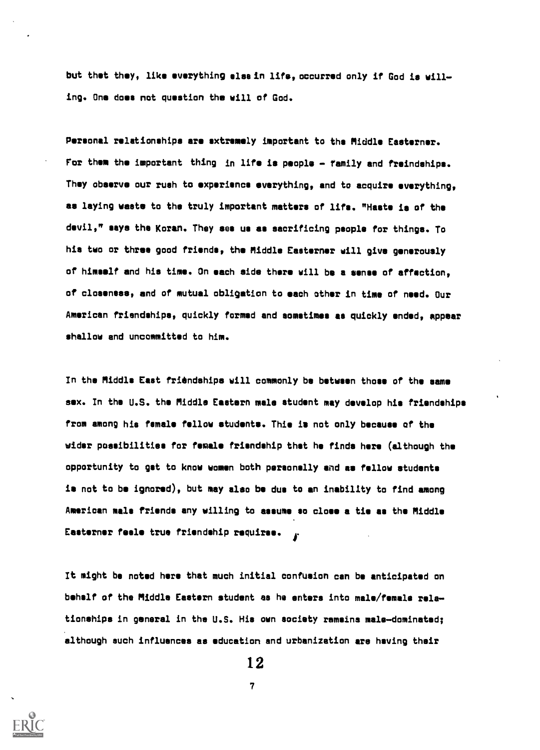but that they, like everything else in life, occurred only if God is willing. One does not question the will of God.

Personal relationships are extremely important to the Middle Easterner. For them the important thing in life is people - family and freindships. They observe our rush to experience everything, and to acquire everything, as laying waste to the truly important matters of life. "Haste is of the devil," says the Koran. They see us as sacrificing people for things. To his two or three good friends, the Middle Easterner will give generously of himself and his time. On each side there will be a sense of affection, of closeness, and of mutual obligation to each other in time of need. Our American friendships, quickly formed and sometimes as quickly ended, appear shallow and uncommitted to him.

In the Middle East friendships will commonly be between those of the same sex. In the U.S. the Middle Eastern male student may develop his friendships from among his female fellow students. This is not only because of the wider possibilities for female friendship that he finds here (although the opportunity to get to know women both personally and as fellow students is not to be ignored), but may also be due to an inability to find among American male friends any willing to assume so close a tie as the Middle Easterner feels true friendship requires.

It might be noted here that much initial confusion can be anticipated on behalf of the Middle Eastern student as he enters into male/female relationships in general in the U.S. His own society remains male-dominated; although such influences as education and urbanization are having their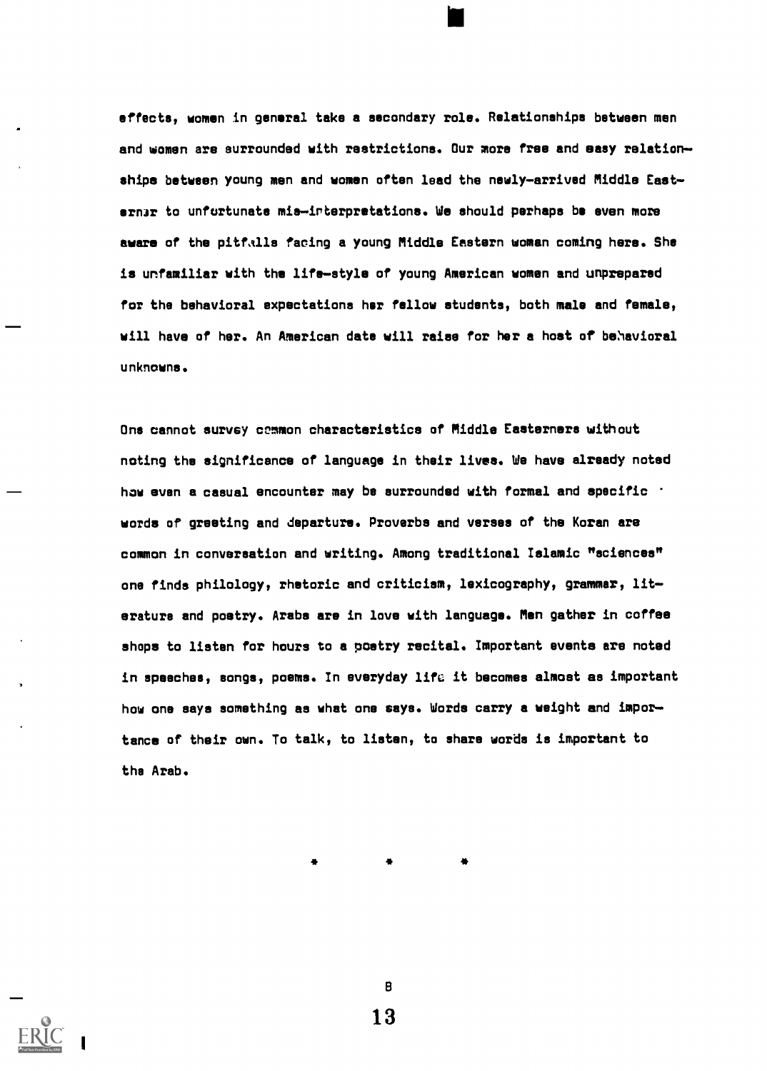effects, women in general take a secondary role. Relationships between men and women are surrounded with restrictions. Our more free and easy relationships between young men and women often lead the newly-arrived Middle Easterner to unfortunate mis-interpretations. We should perhaps be even more aware of the pitfalls facing a young Middle Eastern woman coming here. She is unfamiliar with the life-style of young American women and unprepared for the behavioral expectations her fellow students, both male and female, will have of her. An American date will raise for her a host of behavioral unknowns.

One cannot survey common characteristics of Middle Easterners without noting the significance of language in their lives. We have already noted how even a casual encounter may be surrounded with formal and specific words of greeting and departure. Proverbs and verses of the Koran are common in conversation and writing. Among traditional Islamic "sciences" one finds philology, rhetoric and criticism, lexicography, grammar, literature and poetry. Arabs are in love with language. Men gather in coffee shops to listen for hours to a poetry recital. Important events are noted in speeches, songs, poems. In everyday life it becomes almost as important how one says something as what one says. Words carry a weight and importance of their own. To talk, to listen, to share words is important to the Arab.

\* \* \*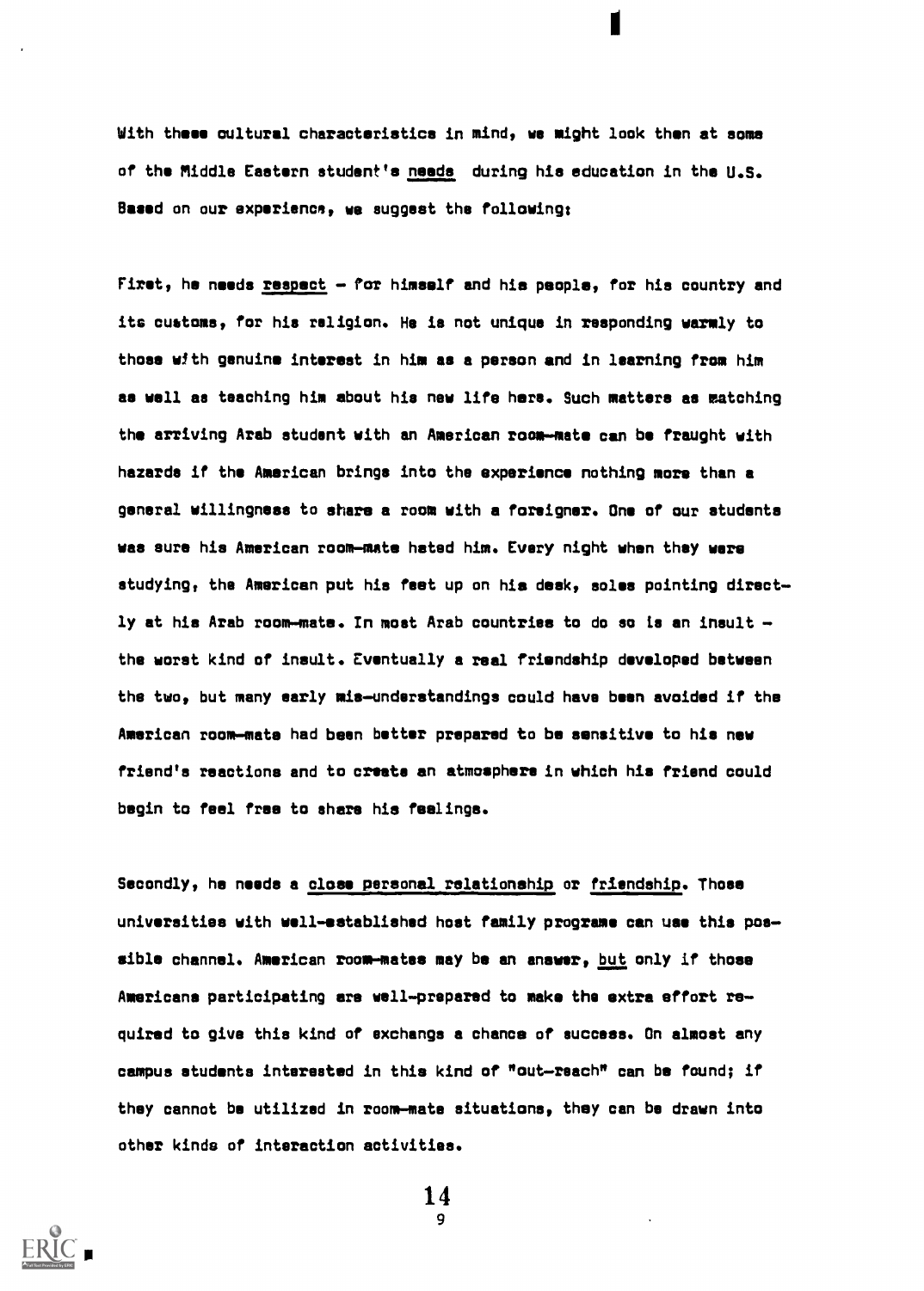With these cultural characteristics in mind, we might look then at some of the Middle Eastern student's <u>needs</u> during his education in the U.S. Based on our experience, we suggest the following:

First, he needs <u>respect</u> - for himself and his people, for his country and its customs, for his religion. He is not unique in responding warmly to those with genuine interest in him as a person and in learning from him as well as teaching him about his new life here. Such matters as matching the arriving Arab student with an American room-mate can be fraught with hazards if the American brings into the experience nothing more than a general willingness to share a room with a foreigner. One of our students was sure his American room-mate hated him. Every night when they were studying, the American put his feet up on his desk, soles pointing directly at his Arab room-mate. In most Arab countries to do so is an insult - the worst kind of insult. Eventually a real friendship developed between the two, but many early mis-understandings could have been avoided if the American room-mate had been better prepared to be sensitive to his new friend's reactions and to create an atmosphere in which his friend could begin to feel free to share his feelings.

Secondly, he needs a <u>close personal relationship</u> or <u>friendship</u>. Those universities with well-established host family programs can use this possible channel. American room-mates may be an answer, <u>but</u> only if those Americans participating are well-prepared to make the extra effort required to give this kind of exchange a chance of success. On almost any campus students interested in this kind of "out-reach" can be found; if they cannot be utilized in room-mate situations, they can be drawn into other kinds of interaction activities.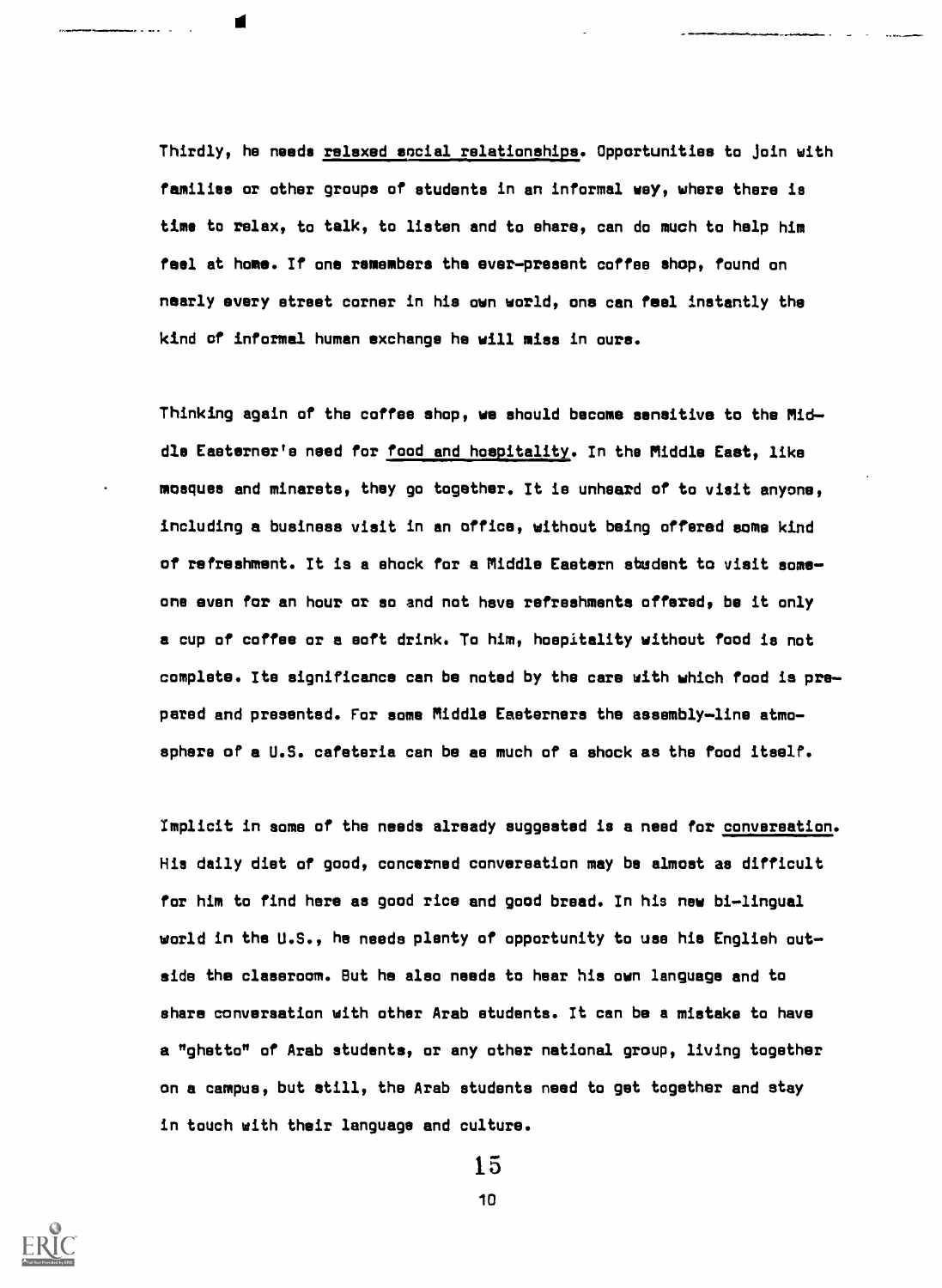Thirdly, he needs relaxed social relationships. Opportunities to join with families or other groups of students in an informal way, where there is time to relax, to talk, to listen and to share, can do much to help him feel at home. If one remembers the ever-present coffee shop, found on nearly every street corner in his own world, one can feel instantly the kind of informal human exchange he will miss in ours.

Thinking again of the coffee shop, we should become sensitive to the Middle Easterner's need for food and hospitality. In the Middle East, like mosques and minarets, they go together. It is unheard of to visit anyone, including a business visit in an office, without being offered some kind of refreshment. It is a shock for a Middle Eastern student to visit someone even for an hour or so and not have refreshments offered, be it only a cup of coffee or a soft drink. To him, hospitality without food is not complete. Its significance can be noted by the care with which food is prepared and presented. For some Middle Easterners the assembly-line atmosphere of a U.S. cafeteria can be as much of a shock as the food itself.

Implicit in some of the needs already suggested is a need for conversation. His daily diet of good, concerned conversation may be almost as difficult for him to find here as good rice and good bread. In his new bi-lingual world in the U.S., he needs plenty of opportunity to use his English outside the classroom. But he also needs to hear his own language and to share conversation with other Arab students. It can be a mistake to have a "ghetto" of Arab students, or any other national group, living together on a campus, but still, the Arab students need to get together and stay in touch with their language and culture.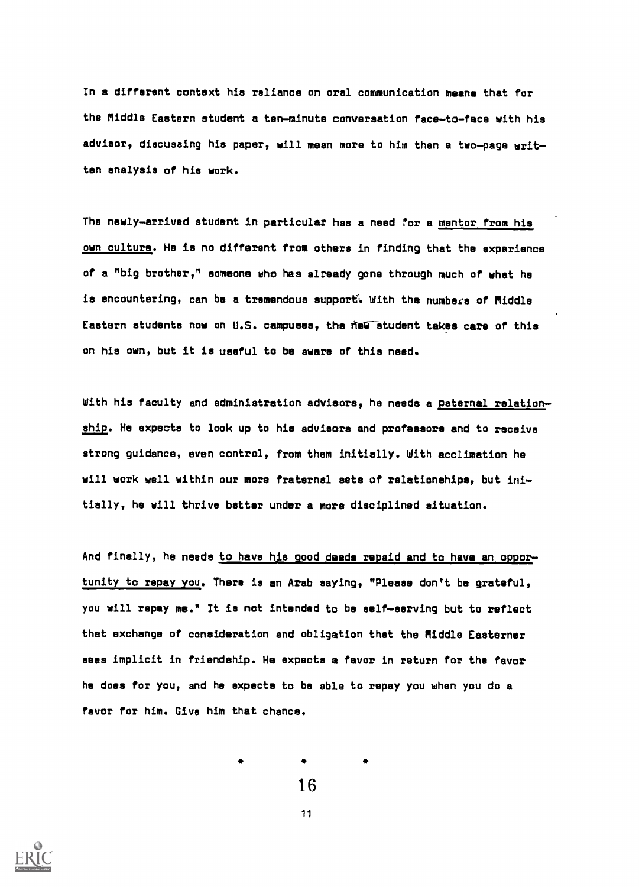In a different context his reliance on oral communication means that for the Middle Eastern student a ten-minute conversation face-to-face with his advisor, discussing his paper, will mean more to him than a two-page written analysis of his work.

The newly-arrived student in particular has a need for a <u>mentor from his own culture</u>. He is no different from others in finding that the experience of a "big brother," someone who has already gone through much of what he is encountering, can be a tremendous support. With the numbers of Middle Eastern students now on U.S. campuses, the new student takes care of this on his own, but it is useful to be aware of this need.

With his faculty and administration advisors, he needs a <u>paternal relationship</u>. He expects to look up to his advisors and professors and to receive strong guidance, even control, from them initially. With acclimation he will work well within our more fraternal sets of relationships, but initially, he will thrive better under a more disciplined situation.

And finally, he needs <u>to have his good deeds repaid and to have an opportunity to repay you</u>. There is an Arab saying, "Please don't be grateful, you will repay me." It is not intended to be self-serving but to reflect that exchange of consideration and obligation that the Middle Easterner sees implicit in friendship. He expects a favor in return for the favor he does for you, and he expects to be able to repay you when you do a favor for him. Give him that chance.

\* \* \*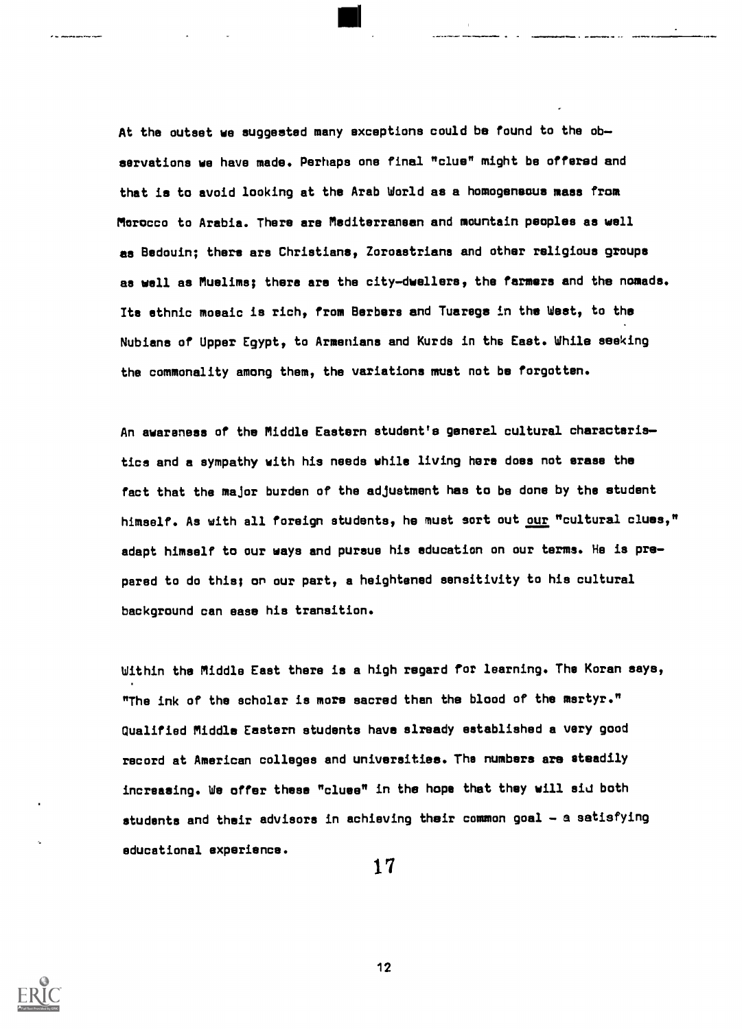At the outset we suggested many exceptions could be found to the observations we have made. Perhaps one final "clue" might be offered and that is to avoid looking at the Arab World as a homogeneous mass from Morocco to Arabia. There are Mediterranean and mountain peoples as well as Bedouin; there are Christians, Zoroastrians and other religious groups as well as Muslims; there are the city-dwellers, the farmers and the nomads. Its ethnic mosaic is rich, from Berbers and Tuaregs in the West, to the Nubians of Upper Egypt, to Armenians and Kurds in the East. While seeking the commonality among them, the variations must not be forgotten.

An awareness of the Middle Eastern student's general cultural characteristics and a sympathy with his needs while living here does not erase the fact that the major burden of the adjustment has to be done by the student himself. As with all foreign students, he must sort out <u>our</u> "cultural clues," adapt himself to our ways and pursue his education on our terms. He is prepared to do this; on our part, a heightened sensitivity to his cultural background can ease his transition.

Within the Middle East there is a high regard for learning. The Koran says, "The ink of the scholar is more sacred than the blood of the martyr." Qualified Middle Eastern students have already established a very good record at American colleges and universities. The numbers are steadily increasing. We offer these "clues" in the hope that they will aid both students and their advisors in achieving their common goal - a satisfying educational experience.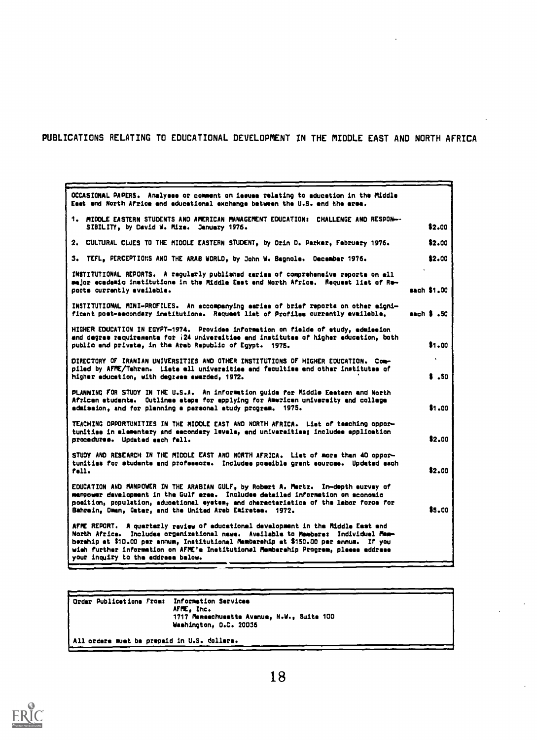# PUBLICATIONS RELATING TO EDUCATIONAL DEVELOPMENT IN THE MIDDLE EAST AND NORTH AFRICA

| | |
|---|---|
| OCCASIONAL PAPERS. Analyses or comment on issues relating to education in the Middle East and North Africa and educational exchange between the U.S. and the area. | |
| 1. MIDDLE EASTERN STUDENTS AND AMERICAN MANAGEMENT EDUCATION: CHALLENGE AND RESPONSIBILITY, by David W. Mize. January 1976. | $2.00 |
| 2. CULTURAL CLUES TO THE MIDDLE EASTERN STUDENT, by Orin D. Parker, February 1976. | $2.00 |
| 3. TEFL, PERCEPTIONS AND THE ARAB WORLD, by John W. Bagnole. December 1976. | $2.00 |
| INSTITUTIONAL REPORTS. A regularly published series of comprehensive reports on all major academic institutions in the Middle East and North Africa. Request list of Reports currently available. | each $1.00 |
| INSTITUTIONAL MINI-PROFILES. An accompanying series of brief reports on other significant post-secondary institutions. Request list of Profiles currently available. | each $ .50 |
| HIGHER EDUCATION IN EGYPT—1974. Provides information on fields of study, admission and degree requirements for 124 universities and institutes of higher education, both public and private, in the Arab Republic of Egypt. 1975. | $1.00 |
| DIRECTORY OF IRANIAN UNIVERSITIES AND OTHER INSTITUTIONS OF HIGHER EDUCATION. Compiled by AFME/Tehran. Lists all universities and faculties and other institutes of higher education, with degrees awarded, 1972. | $ .50 |
| PLANNING FOR STUDY IN THE U.S.A. An information guide for Middle Eastern and North African students. Outlines steps for applying for American university and college admission, and for planning a personal study program. 1975. | $1.00 |
| TEACHING OPPORTUNITIES IN THE MIDDLE EAST AND NORTH AFRICA. List of teaching opportunities in elementary and secondary levels, and universities; includes application procedures. Updated each fall. | $2.00 |
| STUDY AND RESEARCH IN THE MIDDLE EAST AND NORTH AFRICA. List of more than 40 opportunities for students and professors. Includes possible grant sources. Updated each fall. | $2.00 |
| EDUCATION AND MANPOWER IN THE ARABIAN GULF, by Robert A. Mertz. In-depth survey of manpower development in the Gulf area. Includes detailed information on economic position, population, educational system, and characteristics of the labor force for Bahrein, Oman, Qatar, and the United Arab Emirates. 1972. | $5.00 |
| AFME REPORT. A quarterly review of educational development in the Middle East and North Africa. Includes organizational news. Available to Members: Individual Membership at $10.00 per annum, Institutional Membership at $150.00 per annum. If you wish further information on AFME's Institutional Membership Program, please address your inquiry to the address below. | |

Order Publications From: Information Services
AFME, Inc.
1717 Massachusetts Avenue, N.W., Suite 100
Washington, D.C. 20036

All orders must be prepaid in U.S. dollars.